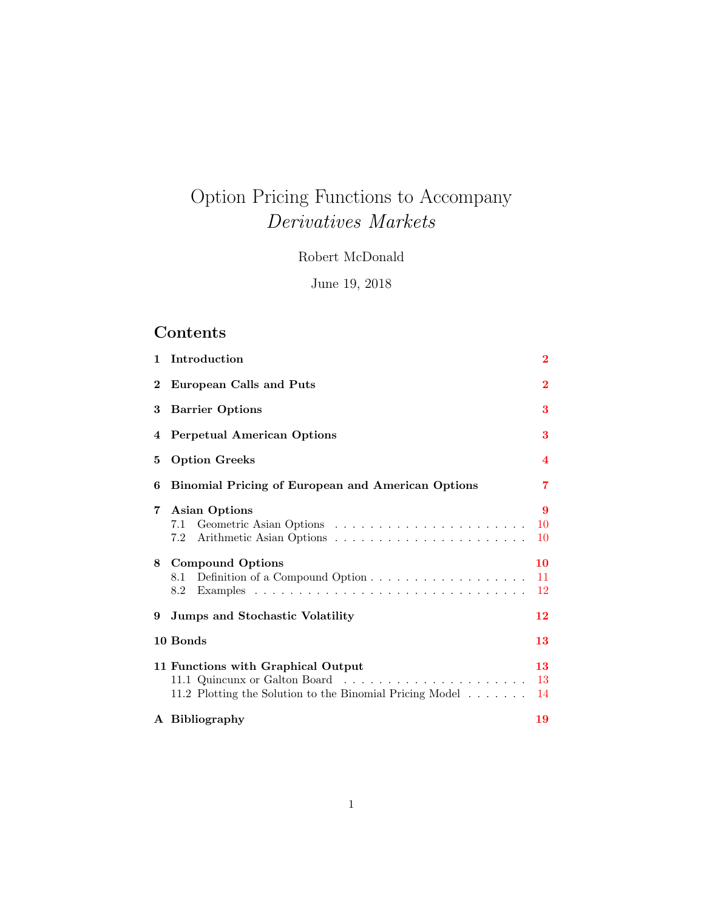# Option Pricing Functions to Accompany *Derivatives Markets*

Robert McDonald

June 19, 2018

## Contents

- **1 Introduction** — 2
- **2 European Calls and Puts** — 2
- **3 Barrier Options** — 3
- **4 Perpetual American Options** — 3
- **5 Option Greeks** — 4
- **6 Binomial Pricing of European and American Options** — 7
- **7 Asian Options** — 9
  - 7.1 Geometric Asian Options — 10
  - 7.2 Arithmetic Asian Options — 10
- **8 Compound Options** — 10
  - 8.1 Definition of a Compound Option — 11
  - 8.2 Examples — 12
- **9 Jumps and Stochastic Volatility** — 12
- **10 Bonds** — 13
- **11 Functions with Graphical Output** — 13
  - 11.1 Quincunx or Galton Board — 13
  - 11.2 Plotting the Solution to the Binomial Pricing Model — 14
- **A Bibliography** — 19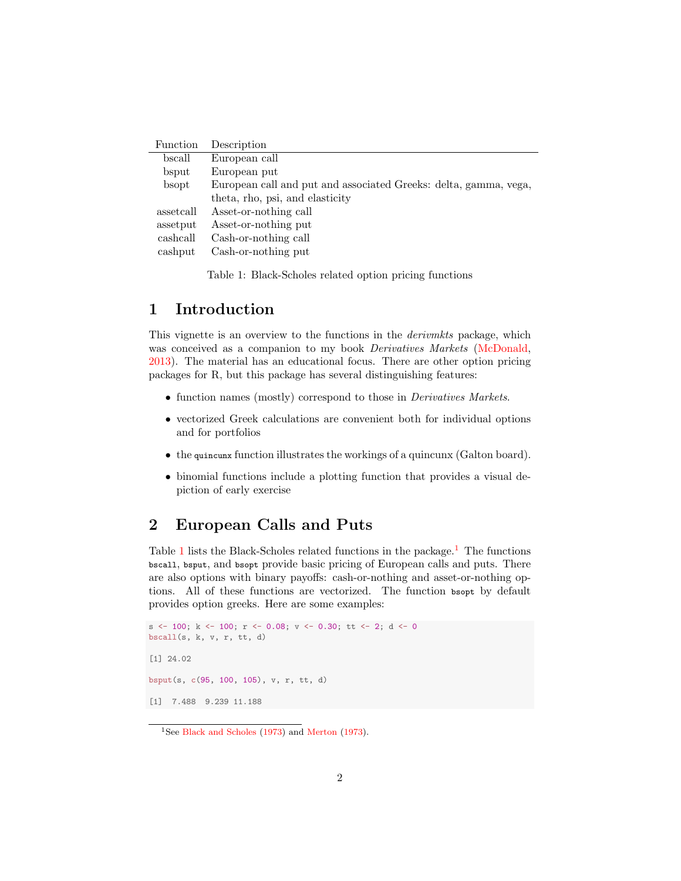| Function | Description |
|---|---|
| bscall | European call |
| bsput | European put |
| bsopt | European call and put and associated Greeks: delta, gamma, vega, theta, rho, psi, and elasticity |
| assetcall | Asset-or-nothing call |
| assetput | Asset-or-nothing put |
| cashcall | Cash-or-nothing call |
| cashput | Cash-or-nothing put |

Table 1: Black-Scholes related option pricing functions

# 1 Introduction

This vignette is an overview to the functions in the *derivmkts* package, which was conceived as a companion to my book *Derivatives Markets* (McDonald, 2013). The material has an educational focus. There are other option pricing packages for R, but this package has several distinguishing features:

- function names (mostly) correspond to those in *Derivatives Markets*.
- vectorized Greek calculations are convenient both for individual options and for portfolios
- the `quincunx` function illustrates the workings of a quincunx (Galton board).
- binomial functions include a plotting function that provides a visual depiction of early exercise

# 2 European Calls and Puts

Table 1 lists the Black-Scholes related functions in the package.[1] The functions `bscall`, `bsput`, and `bsopt` provide basic pricing of European calls and puts. There are also options with binary payoffs: cash-or-nothing and asset-or-nothing options. All of these functions are vectorized. The function `bsopt` by default provides option greeks. Here are some examples:

```
s <- 100; k <- 100; r <- 0.08; v <- 0.30; tt <- 2; d <- 0
bscall(s, k, v, r, tt, d)

[1] 24.02

bsput(s, c(95, 100, 105), v, r, tt, d)

[1]  7.488  9.239 11.188
```

[1] See Black and Scholes (1973) and Merton (1973).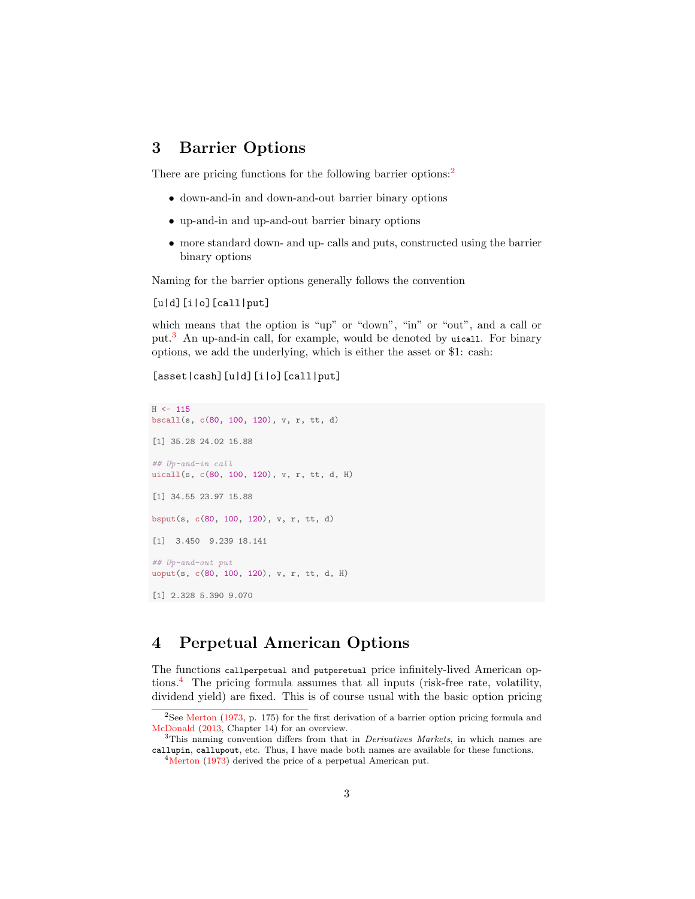## 3 Barrier Options

There are pricing functions for the following barrier options:[2]

- down-and-in and down-and-out barrier binary options
- up-and-in and up-and-out barrier binary options
- more standard down- and up- calls and puts, constructed using the barrier binary options

Naming for the barrier options generally follows the convention

[u|d][i|o][call|put]

which means that the option is "up" or "down", "in" or "out", and a call or put.[3] An up-and-in call, for example, would be denoted by `uicall`. For binary options, we add the underlying, which is either the asset or $1: cash:

[asset|cash][u|d][i|o][call|put]

```
H <- 115
bscall(s, c(80, 100, 120), v, r, tt, d)

[1] 35.28 24.02 15.88

## Up-and-in call
uicall(s, c(80, 100, 120), v, r, tt, d, H)

[1] 34.55 23.97 15.88

bsput(s, c(80, 100, 120), v, r, tt, d)

[1]  3.450  9.239 18.141

## Up-and-out put
uoput(s, c(80, 100, 120), v, r, tt, d, H)

[1] 2.328 5.390 9.070
```

## 4 Perpetual American Options

The functions `callperpetual` and `putperetual` price infinitely-lived American options.[4] The pricing formula assumes that all inputs (risk-free rate, volatility, dividend yield) are fixed. This is of course usual with the basic option pricing

[2] See Merton (1973, p. 175) for the first derivation of a barrier option pricing formula and McDonald (2013, Chapter 14) for an overview.

[3] This naming convention differs from that in *Derivatives Markets*, in which names are `callupin`, `callupout`, etc. Thus, I have made both names are available for these functions.

[4] Merton (1973) derived the price of a perpetual American put.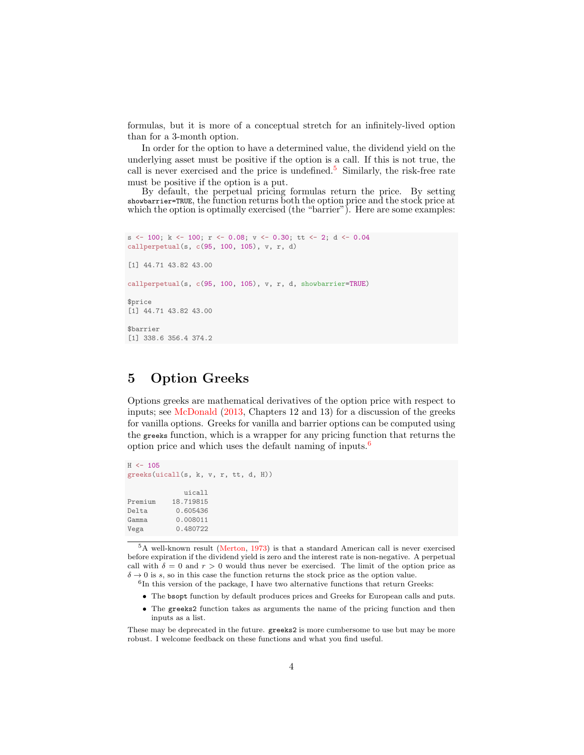formulas, but it is more of a conceptual stretch for an infinitely-lived option than for a 3-month option.

In order for the option to have a determined value, the dividend yield on the underlying asset must be positive if the option is a call. If this is not true, the call is never exercised and the price is undefined.[5] Similarly, the risk-free rate must be positive if the option is a put.

By default, the perpetual pricing formulas return the price. By setting `showbarrier=TRUE`, the function returns both the option price and the stock price at which the option is optimally exercised (the "barrier"). Here are some examples:

```
s <- 100; k <- 100; r <- 0.08; v <- 0.30; tt <- 2; d <- 0.04
callperpetual(s, c(95, 100, 105), v, r, d)

[1] 44.71 43.82 43.00

callperpetual(s, c(95, 100, 105), v, r, d, showbarrier=TRUE)

$price
[1] 44.71 43.82 43.00

$barrier
[1] 338.6 356.4 374.2
```

# 5 Option Greeks

Options greeks are mathematical derivatives of the option price with respect to inputs; see McDonald (2013, Chapters 12 and 13) for a discussion of the greeks for vanilla options. Greeks for vanilla and barrier options can be computed using the `greeks` function, which is a wrapper for any pricing function that returns the option price and which uses the default naming of inputs.[6]

```
H <- 105
greeks(uicall(s, k, v, r, tt, d, H))

             uicall
Premium    18.719815
Delta       0.605436
Gamma       0.008011
Vega        0.480722
```

---

[5] A well-known result (Merton, 1973) is that a standard American call is never exercised before expiration if the dividend yield is zero and the interest rate is non-negative. A perpetual call with $\delta = 0$ and $r > 0$ would thus never be exercised. The limit of the option price as $\delta \to 0$ is $s$, so in this case the function returns the stock price as the option value.

[6] In this version of the package, I have two alternative functions that return Greeks:

- The `bsopt` function by default produces prices and Greeks for European calls and puts.
- The `greeks2` function takes as arguments the name of the pricing function and then inputs as a list.

These may be deprecated in the future. `greeks2` is more cumbersome to use but may be more robust. I welcome feedback on these functions and what you find useful.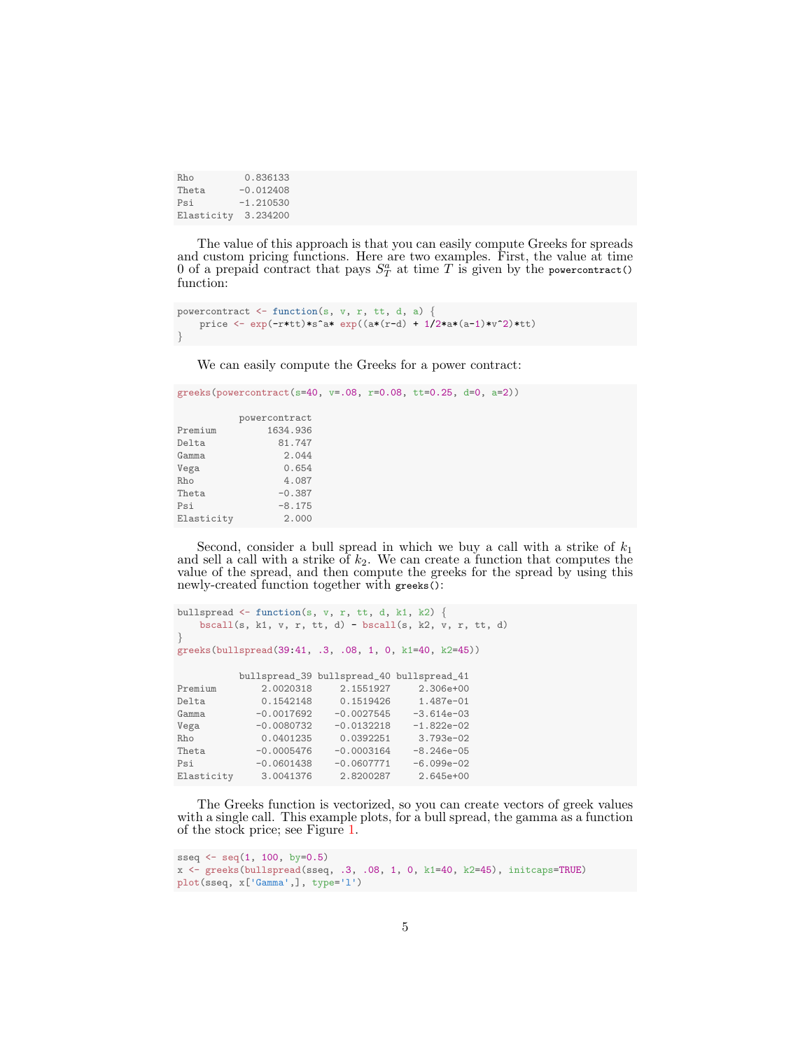```
Rho         0.836133
Theta      -0.012408
Psi        -1.210530
Elasticity  3.234200
```

The value of this approach is that you can easily compute Greeks for spreads and custom pricing functions. Here are two examples. First, the value at time 0 of a prepaid contract that pays $S_T^a$ at time $T$ is given by the `powercontract()` function:

```
powercontract <- function(s, v, r, tt, d, a) {
    price <- exp(-r*tt)*s^a* exp((a*(r-d) + 1/2*a*(a-1)*v^2)*tt)
}
```

We can easily compute the Greeks for a power contract:

```
greeks(powercontract(s=40, v=.08, r=0.08, tt=0.25, d=0, a=2))

           powercontract
Premium         1634.936
Delta             81.747
Gamma              2.044
Vega               0.654
Rho                4.087
Theta             -0.387
Psi               -8.175
Elasticity         2.000
```

Second, consider a bull spread in which we buy a call with a strike of $k_1$ and sell a call with a strike of $k_2$. We can create a function that computes the value of the spread, and then compute the greeks for the spread by using this newly-created function together with `greeks()`:

```
bullspread <- function(s, v, r, tt, d, k1, k2) {
    bscall(s, k1, v, r, tt, d) - bscall(s, k2, v, r, tt, d)
}
greeks(bullspread(39:41, .3, .08, 1, 0, k1=40, k2=45))

           bullspread_39 bullspread_40 bullspread_41
Premium        2.0020318     2.1551927     2.306e+00
Delta          0.1542148     0.1519426     1.487e-01
Gamma         -0.0017692    -0.0027545    -3.614e-03
Vega          -0.0080732    -0.0132218    -1.822e-02
Rho            0.0401235     0.0392251     3.793e-02
Theta         -0.0005476    -0.0003164    -8.246e-05
Psi           -0.0601438    -0.0607771    -6.099e-02
Elasticity     3.0041376     2.8200287     2.645e+00
```

The Greeks function is vectorized, so you can create vectors of greek values with a single call. This example plots, for a bull spread, the gamma as a function of the stock price; see Figure 1.

```
sseq <- seq(1, 100, by=0.5)
x <- greeks(bullspread(sseq, .3, .08, 1, 0, k1=40, k2=45), initcaps=TRUE)
plot(sseq, x['Gamma',], type='l')
```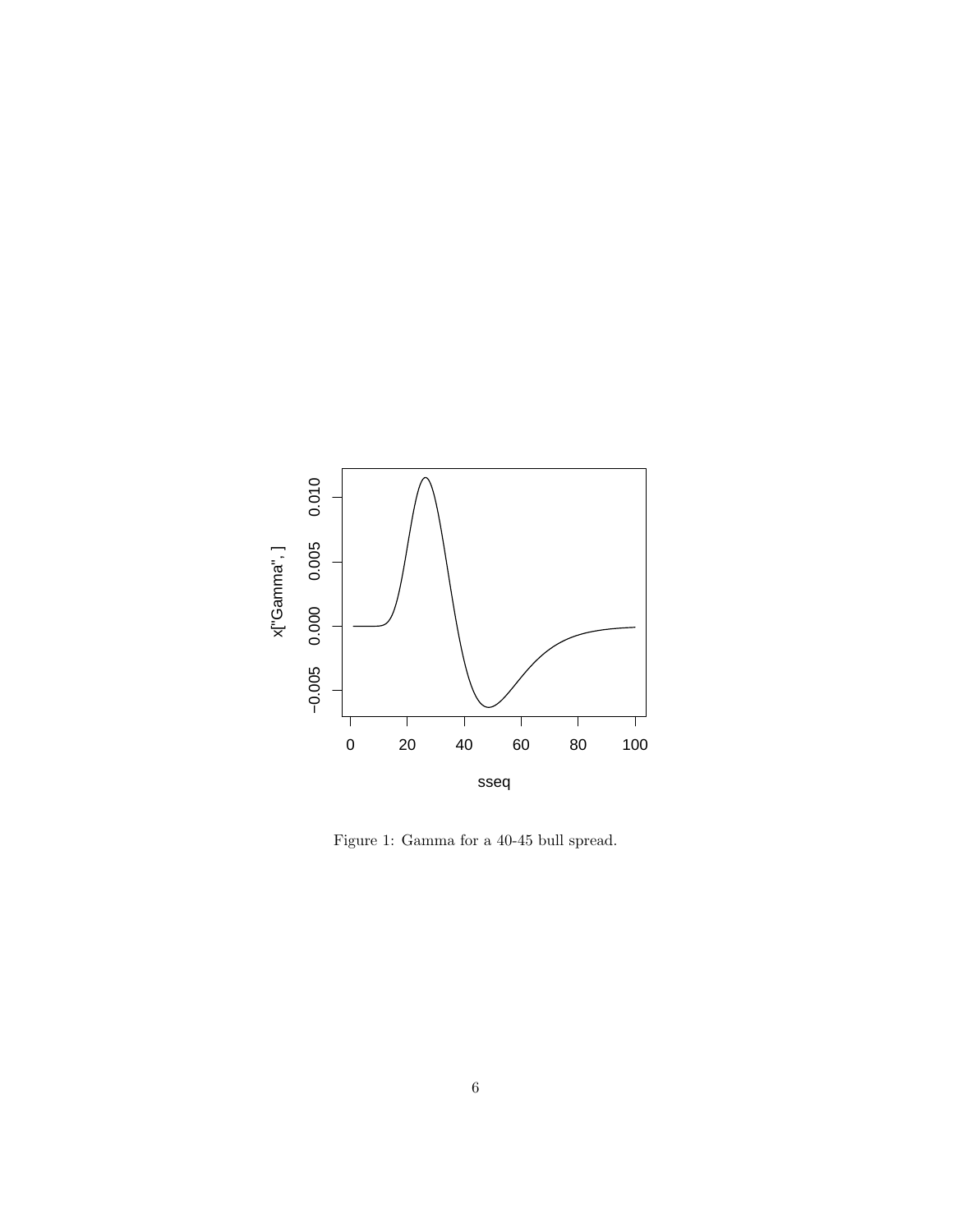Figure 1: Gamma for a 40-45 bull spread.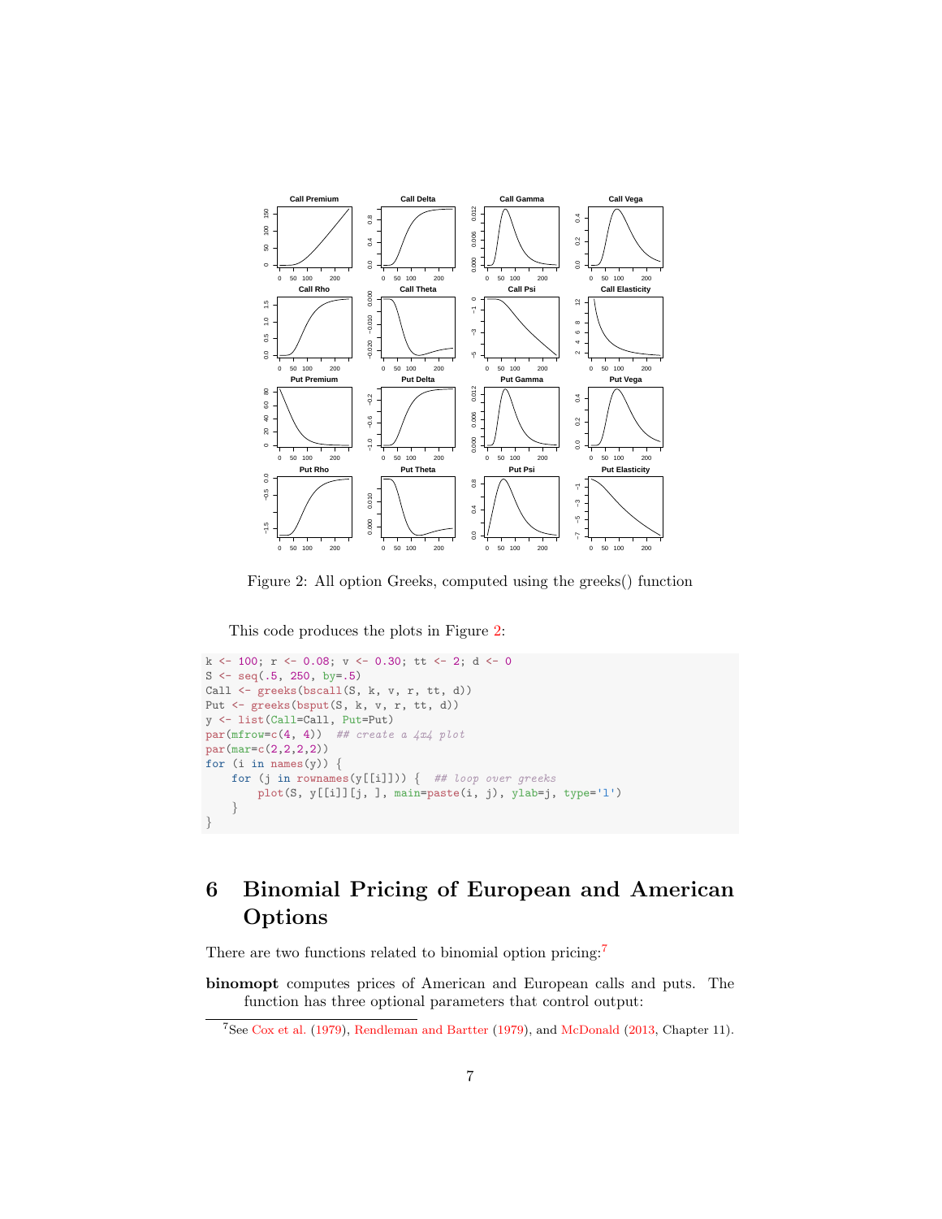Figure 2: All option Greeks, computed using the greeks() function

This code produces the plots in Figure 2:

```
k <- 100; r <- 0.08; v <- 0.30; tt <- 2; d <- 0
S <- seq(.5, 250, by=.5)
Call <- greeks(bscall(S, k, v, r, tt, d))
Put <- greeks(bsput(S, k, v, r, tt, d))
y <- list(Call=Call, Put=Put)
par(mfrow=c(4, 4))  ## create a 4x4 plot
par(mar=c(2,2,2,2))
for (i in names(y)) {
    for (j in rownames(y[[i]])) {  ## loop over greeks
        plot(S, y[[i]][j, ], main=paste(i, j), ylab=j, type='l')
    }
}
```

## 6 Binomial Pricing of European and American Options

There are two functions related to binomial option pricing:[7]

**binomopt** computes prices of American and European calls and puts. The function has three optional parameters that control output:

[7] See Cox et al. (1979), Rendleman and Bartter (1979), and McDonald (2013, Chapter 11).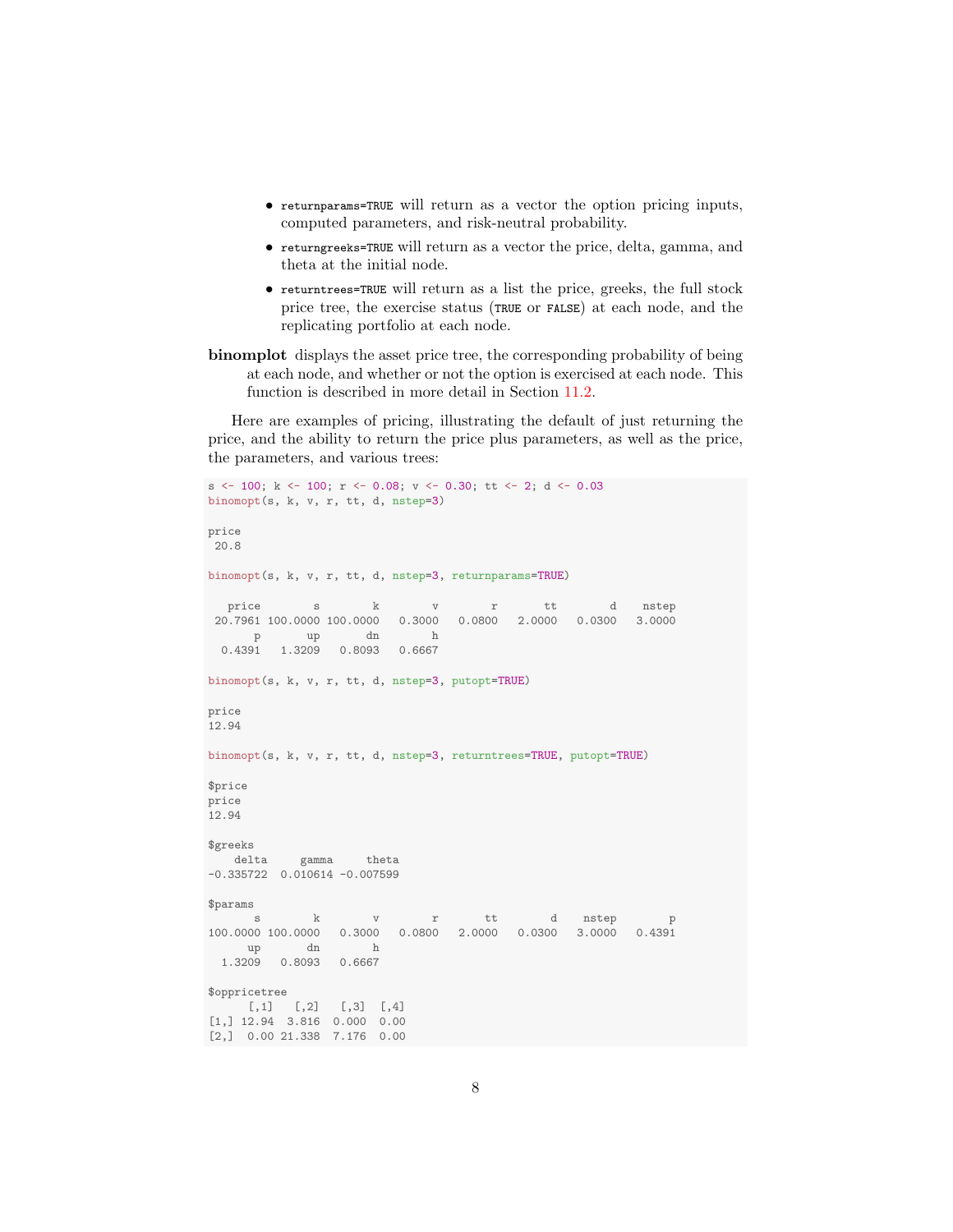- `returnparams=TRUE` will return as a vector the option pricing inputs, computed parameters, and risk-neutral probability.
- `returngreeks=TRUE` will return as a vector the price, delta, gamma, and theta at the initial node.
- `returntrees=TRUE` will return as a list the price, greeks, the full stock price tree, the exercise status (`TRUE` or `FALSE`) at each node, and the replicating portfolio at each node.

**binomplot** displays the asset price tree, the corresponding probability of being at each node, and whether or not the option is exercised at each node. This function is described in more detail in Section 11.2.

Here are examples of pricing, illustrating the default of just returning the price, and the ability to return the price plus parameters, as well as the price, the parameters, and various trees:

```
s <- 100; k <- 100; r <- 0.08; v <- 0.30; tt <- 2; d <- 0.03
binomopt(s, k, v, r, tt, d, nstep=3)

price
 20.8

binomopt(s, k, v, r, tt, d, nstep=3, returnparams=TRUE)

   price        s        k        v        r       tt        d    nstep
 20.7961 100.0000 100.0000   0.3000   0.0800   2.0000   0.0300   3.0000
       p       up       dn        h
  0.4391   1.3209   0.8093   0.6667

binomopt(s, k, v, r, tt, d, nstep=3, putopt=TRUE)

price
12.94

binomopt(s, k, v, r, tt, d, nstep=3, returntrees=TRUE, putopt=TRUE)

$price
price
12.94

$greeks
    delta     gamma     theta
-0.335722  0.010614 -0.007599

$params
       s        k        v        r       tt        d    nstep        p
100.0000 100.0000   0.3000   0.0800   2.0000   0.0300   3.0000   0.4391
      up       dn        h
  1.3209   0.8093   0.6667

$oppricetree
      [,1]   [,2]   [,3]  [,4]
[1,] 12.94  3.816  0.000  0.00
[2,]  0.00 21.338  7.176  0.00
```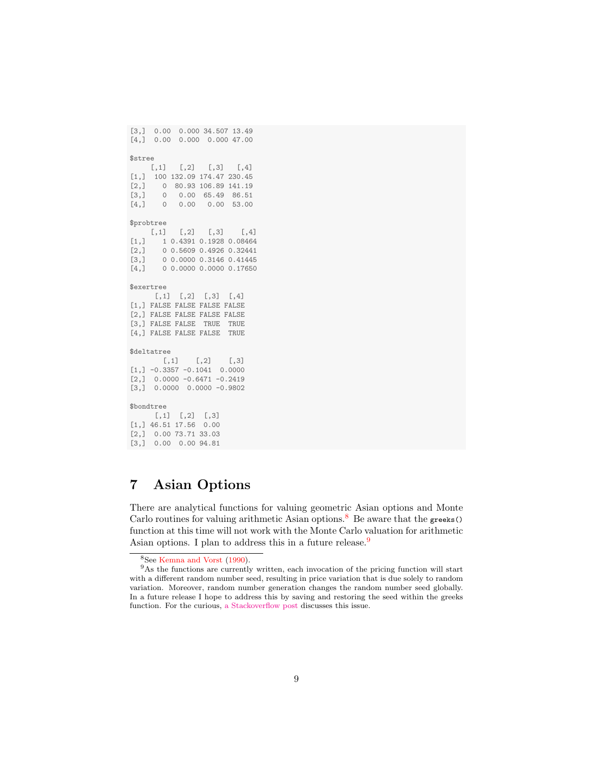```
[3,]  0.00  0.000 34.507 13.49
[4,]  0.00  0.000  0.000 47.00

$stree
     [,1]   [,2]   [,3]   [,4]
[1,]  100 132.09 174.47 230.45
[2,]    0  80.93 106.89 141.19
[3,]    0   0.00  65.49  86.51
[4,]    0   0.00   0.00  53.00

$probtree
     [,1]   [,2]   [,3]    [,4]
[1,]    1 0.4391 0.1928 0.08464
[2,]    0 0.5609 0.4926 0.32441
[3,]    0 0.0000 0.3146 0.41445
[4,]    0 0.0000 0.0000 0.17650

$exertree
      [,1]  [,2]  [,3]  [,4]
[1,] FALSE FALSE FALSE FALSE
[2,] FALSE FALSE FALSE FALSE
[3,] FALSE FALSE  TRUE  TRUE
[4,] FALSE FALSE FALSE  TRUE

$deltatree
        [,1]    [,2]    [,3]
[1,] -0.3357 -0.1041  0.0000
[2,]  0.0000 -0.6471 -0.2419
[3,]  0.0000  0.0000 -0.9802

$bondtree
      [,1]  [,2]  [,3]
[1,] 46.51 17.56  0.00
[2,]  0.00 73.71 33.03
[3,]  0.00  0.00 94.81
```

# 7 Asian Options

There are analytical functions for valuing geometric Asian options and Monte Carlo routines for valuing arithmetic Asian options.[8] Be aware that the `greeks()` function at this time will not work with the Monte Carlo valuation for arithmetic Asian options. I plan to address this in a future release.[9]

---

[8] See Kemna and Vorst (1990).

[9] As the functions are currently written, each invocation of the pricing function will start with a different random number seed, resulting in price variation that is due solely to random variation. Moreover, random number generation changes the random number seed globally. In a future release I hope to address this by saving and restoring the seed within the greeks function. For the curious, a Stackoverflow post discusses this issue.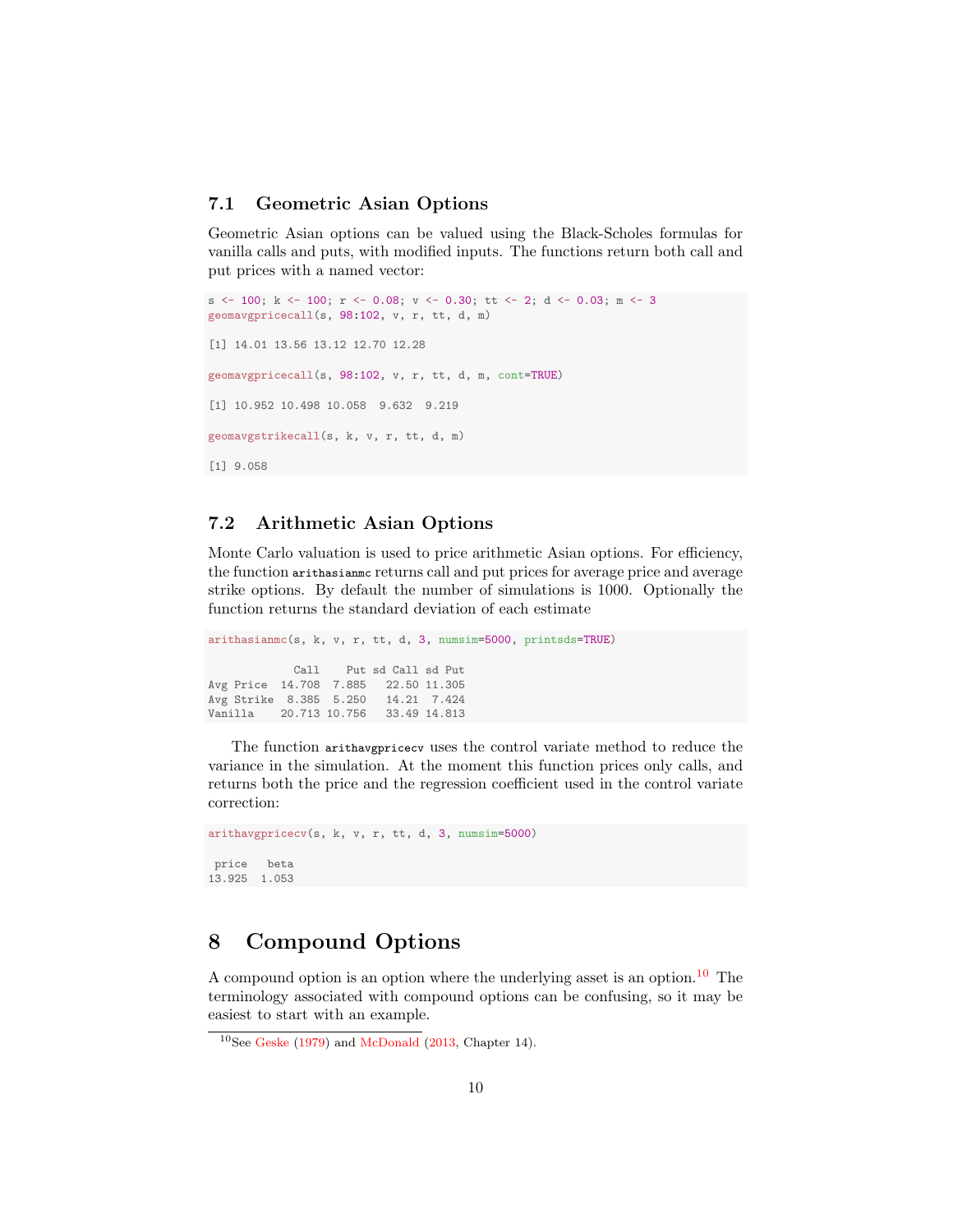## 7.1 Geometric Asian Options

Geometric Asian options can be valued using the Black-Scholes formulas for vanilla calls and puts, with modified inputs. The functions return both call and put prices with a named vector:

```
s <- 100; k <- 100; r <- 0.08; v <- 0.30; tt <- 2; d <- 0.03; m <- 3
geomavgpricecall(s, 98:102, v, r, tt, d, m)

[1] 14.01 13.56 13.12 12.70 12.28

geomavgpricecall(s, 98:102, v, r, tt, d, m, cont=TRUE)

[1] 10.952 10.498 10.058  9.632  9.219

geomavgstrikecall(s, k, v, r, tt, d, m)

[1] 9.058
```

## 7.2 Arithmetic Asian Options

Monte Carlo valuation is used to price arithmetic Asian options. For efficiency, the function `arithasianmc` returns call and put prices for average price and average strike options. By default the number of simulations is 1000. Optionally the function returns the standard deviation of each estimate

```
arithasianmc(s, k, v, r, tt, d, 3, numsim=5000, printsds=TRUE)

              Call    Put sd Call sd Put
Avg Price   14.708  7.885   22.50 11.305
Avg Strike   8.385  5.250   14.21  7.424
Vanilla     20.713 10.756   33.49 14.813
```

The function `arithavgpricecv` uses the control variate method to reduce the variance in the simulation. At the moment this function prices only calls, and returns both the price and the regression coefficient used in the control variate correction:

```
arithavgpricecv(s, k, v, r, tt, d, 3, numsim=5000)

 price   beta
13.925  1.053
```

# 8 Compound Options

A compound option is an option where the underlying asset is an option.[10] The terminology associated with compound options can be confusing, so it may be easiest to start with an example.

[10] See Geske (1979) and McDonald (2013, Chapter 14).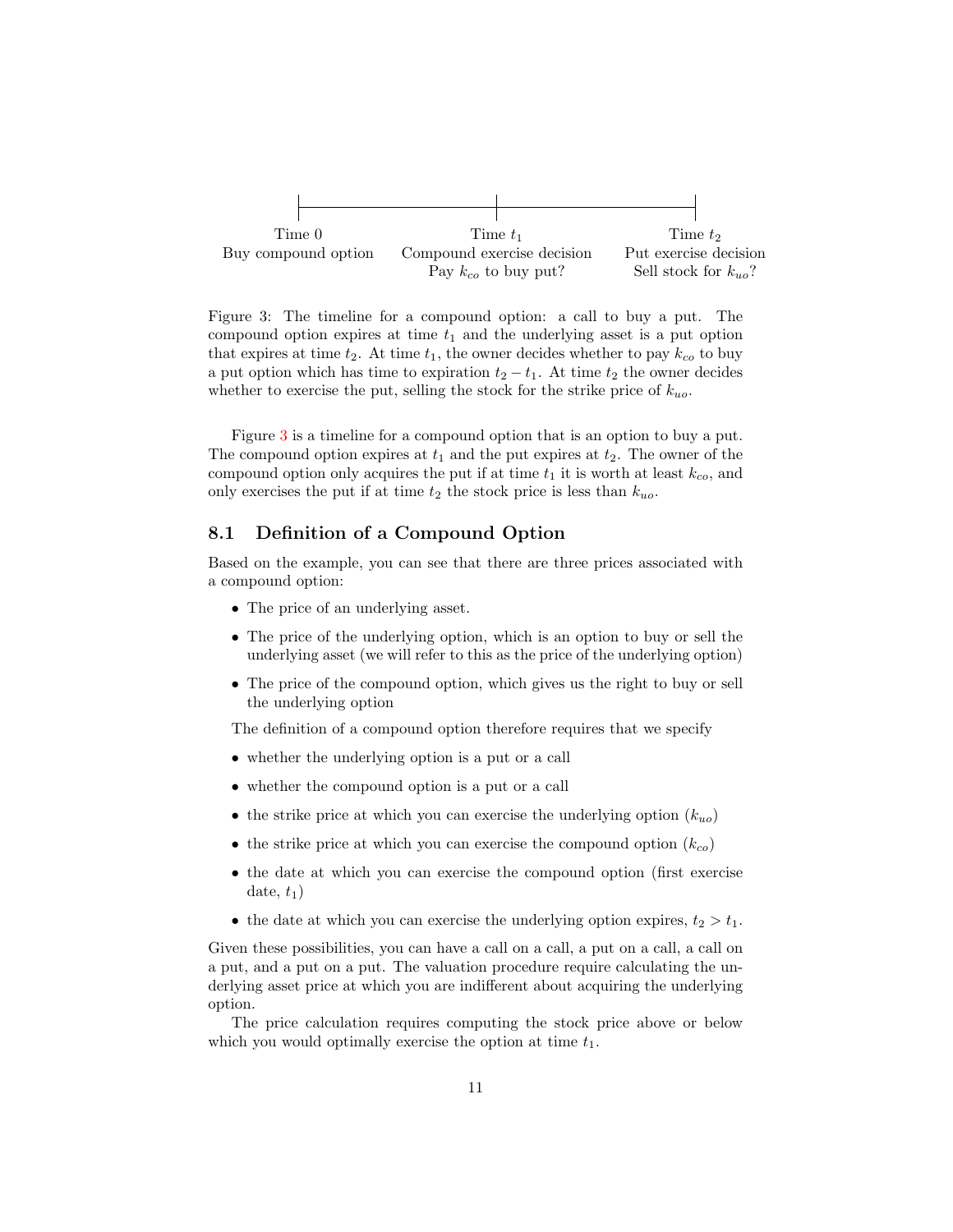Time 0 — Buy compound option

Time $t_1$ — Compound exercise decision. Pay $k_{co}$ to buy put?

Time $t_2$ — Put exercise decision. Sell stock for $k_{uo}$?

Figure 3: The timeline for a compound option: a call to buy a put. The compound option expires at time $t_1$ and the underlying asset is a put option that expires at time $t_2$. At time $t_1$, the owner decides whether to pay $k_{co}$ to buy a put option which has time to expiration $t_2 - t_1$. At time $t_2$ the owner decides whether to exercise the put, selling the stock for the strike price of $k_{uo}$.

Figure 3 is a timeline for a compound option that is an option to buy a put. The compound option expires at $t_1$ and the put expires at $t_2$. The owner of the compound option only acquires the put if at time $t_1$ it is worth at least $k_{co}$, and only exercises the put if at time $t_2$ the stock price is less than $k_{uo}$.

## 8.1 Definition of a Compound Option

Based on the example, you can see that there are three prices associated with a compound option:

- The price of an underlying asset.
- The price of the underlying option, which is an option to buy or sell the underlying asset (we will refer to this as the price of the underlying option)
- The price of the compound option, which gives us the right to buy or sell the underlying option

The definition of a compound option therefore requires that we specify

- whether the underlying option is a put or a call
- whether the compound option is a put or a call
- the strike price at which you can exercise the underlying option ($k_{uo}$)
- the strike price at which you can exercise the compound option ($k_{co}$)
- the date at which you can exercise the compound option (first exercise date, $t_1$)
- the date at which you can exercise the underlying option expires, $t_2 > t_1$.

Given these possibilities, you can have a call on a call, a put on a call, a call on a put, and a put on a put. The valuation procedure require calculating the underlying asset price at which you are indifferent about acquiring the underlying option.

The price calculation requires computing the stock price above or below which you would optimally exercise the option at time $t_1$.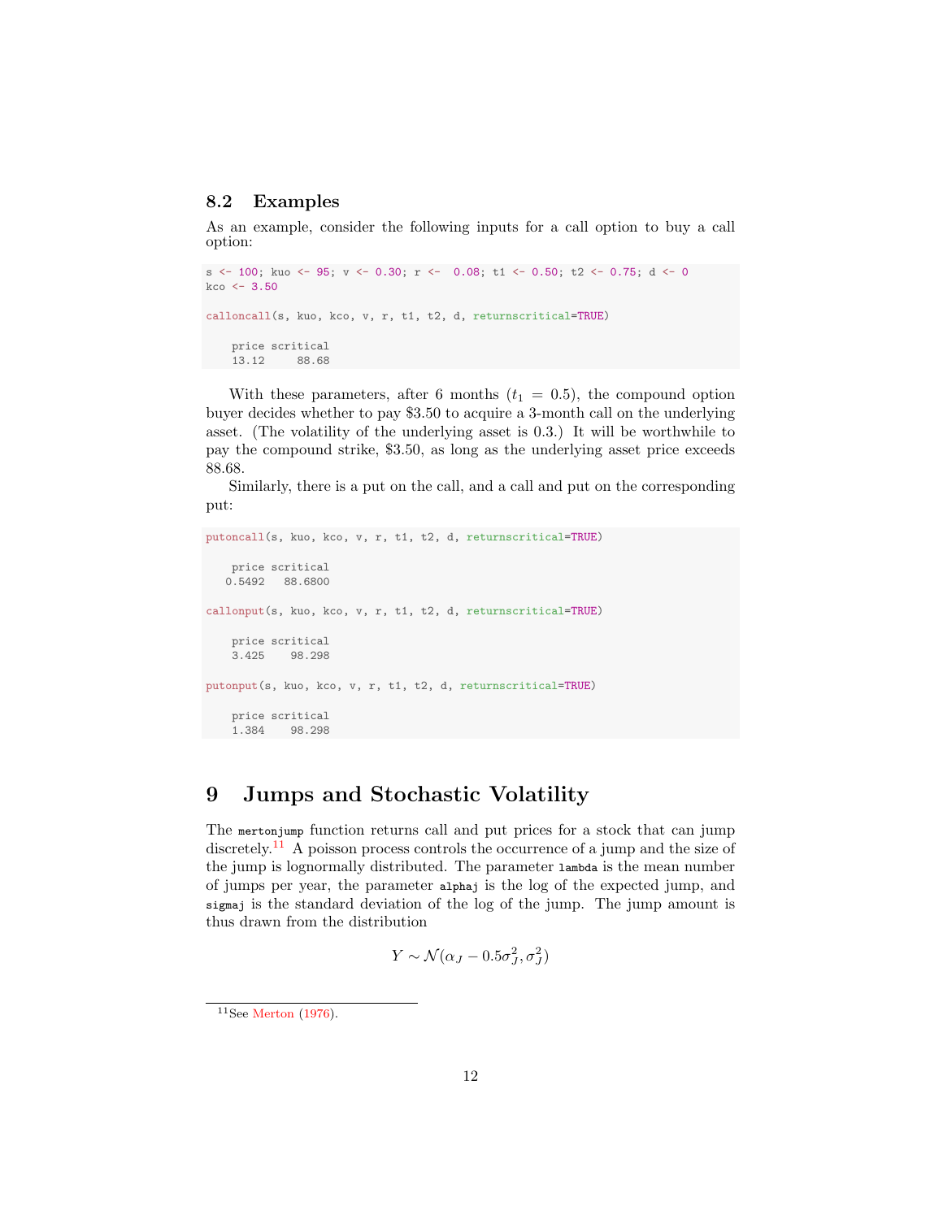### 8.2 Examples

As an example, consider the following inputs for a call option to buy a call option:

```
s <- 100; kuo <- 95; v <- 0.30; r <-  0.08; t1 <- 0.50; t2 <- 0.75; d <- 0
kco <- 3.50

calloncall(s, kuo, kco, v, r, t1, t2, d, returnscritical=TRUE)

    price scritical
    13.12     88.68
```

With these parameters, after 6 months ($t_1 = 0.5$), the compound option buyer decides whether to pay \$3.50 to acquire a 3-month call on the underlying asset. (The volatility of the underlying asset is 0.3.) It will be worthwhile to pay the compound strike, \$3.50, as long as the underlying asset price exceeds 88.68.

Similarly, there is a put on the call, and a call and put on the corresponding put:

```
putoncall(s, kuo, kco, v, r, t1, t2, d, returnscritical=TRUE)

    price scritical
   0.5492   88.6800

callonput(s, kuo, kco, v, r, t1, t2, d, returnscritical=TRUE)

    price scritical
    3.425    98.298

putonput(s, kuo, kco, v, r, t1, t2, d, returnscritical=TRUE)

    price scritical
    1.384    98.298
```

# 9 Jumps and Stochastic Volatility

The `mertonjump` function returns call and put prices for a stock that can jump discretely.[11] A poisson process controls the occurrence of a jump and the size of the jump is lognormally distributed. The parameter `lambda` is the mean number of jumps per year, the parameter `alphaj` is the log of the expected jump, and `sigmaj` is the standard deviation of the log of the jump. The jump amount is thus drawn from the distribution

$$Y \sim \mathcal{N}(\alpha_J - 0.5\sigma_J^2, \sigma_J^2)$$

[11] See Merton (1976).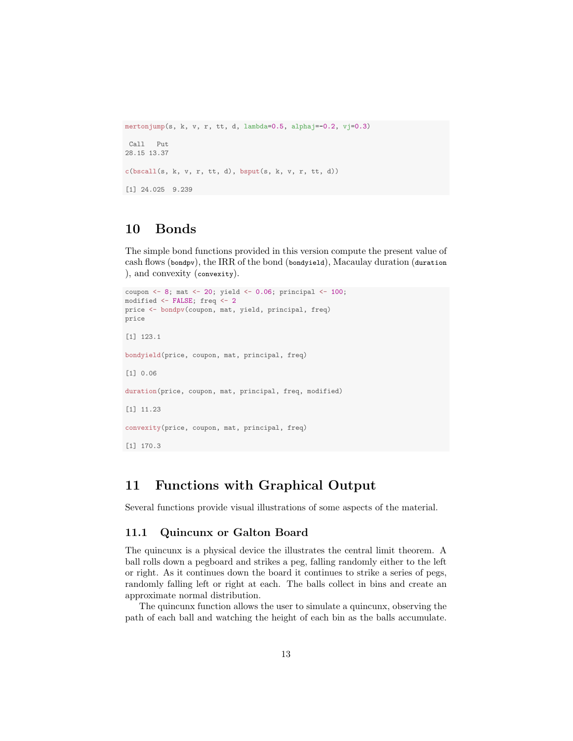```
mertonjump(s, k, v, r, tt, d, lambda=0.5, alphaj=-0.2, vj=0.3)

 Call   Put
28.15 13.37

c(bscall(s, k, v, r, tt, d), bsput(s, k, v, r, tt, d))

[1] 24.025  9.239
```

# 10 Bonds

The simple bond functions provided in this version compute the present value of cash flows (`bondpv`), the IRR of the bond (`bondyield`), Macaulay duration (`duration`), and convexity (`convexity`).

```
coupon <- 8; mat <- 20; yield <- 0.06; principal <- 100;
modified <- FALSE; freq <- 2
price <- bondpv(coupon, mat, yield, principal, freq)
price

[1] 123.1

bondyield(price, coupon, mat, principal, freq)

[1] 0.06

duration(price, coupon, mat, principal, freq, modified)

[1] 11.23

convexity(price, coupon, mat, principal, freq)

[1] 170.3
```

# 11 Functions with Graphical Output

Several functions provide visual illustrations of some aspects of the material.

## 11.1 Quincunx or Galton Board

The quincunx is a physical device the illustrates the central limit theorem. A ball rolls down a pegboard and strikes a peg, falling randomly either to the left or right. As it continues down the board it continues to strike a series of pegs, randomly falling left or right at each. The balls collect in bins and create an approximate normal distribution.

The quincunx function allows the user to simulate a quincunx, observing the path of each ball and watching the height of each bin as the balls accumulate.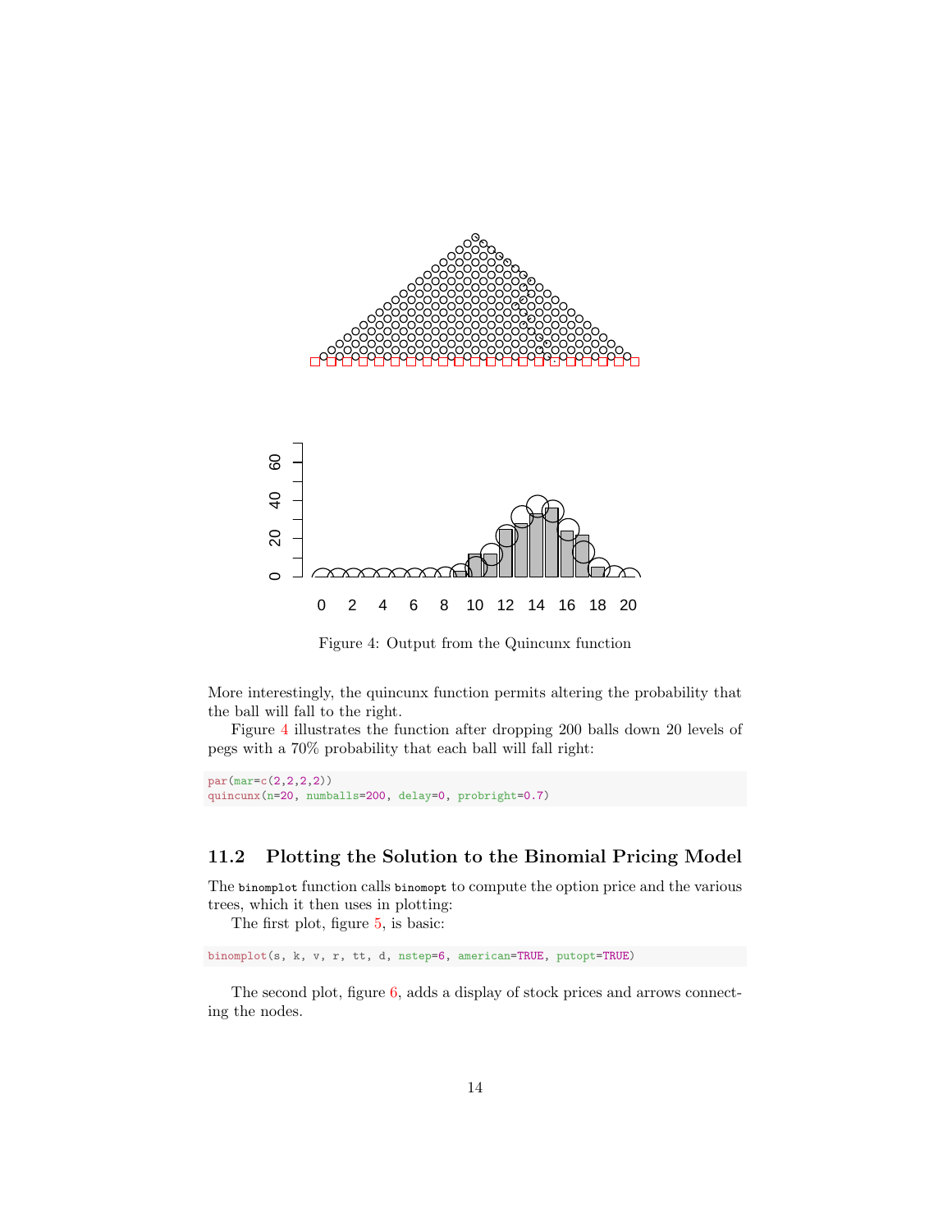Figure 4: Output from the Quincunx function

More interestingly, the quincunx function permits altering the probability that the ball will fall to the right.

Figure 4 illustrates the function after dropping 200 balls down 20 levels of pegs with a 70% probability that each ball will fall right:

```
par(mar=c(2,2,2,2))
quincunx(n=20, numballs=200, delay=0, probright=0.7)
```

## 11.2 Plotting the Solution to the Binomial Pricing Model

The binomplot function calls binomopt to compute the option price and the various trees, which it then uses in plotting:

The first plot, figure 5, is basic:

```
binomplot(s, k, v, r, tt, d, nstep=6, american=TRUE, putopt=TRUE)
```

The second plot, figure 6, adds a display of stock prices and arrows connecting the nodes.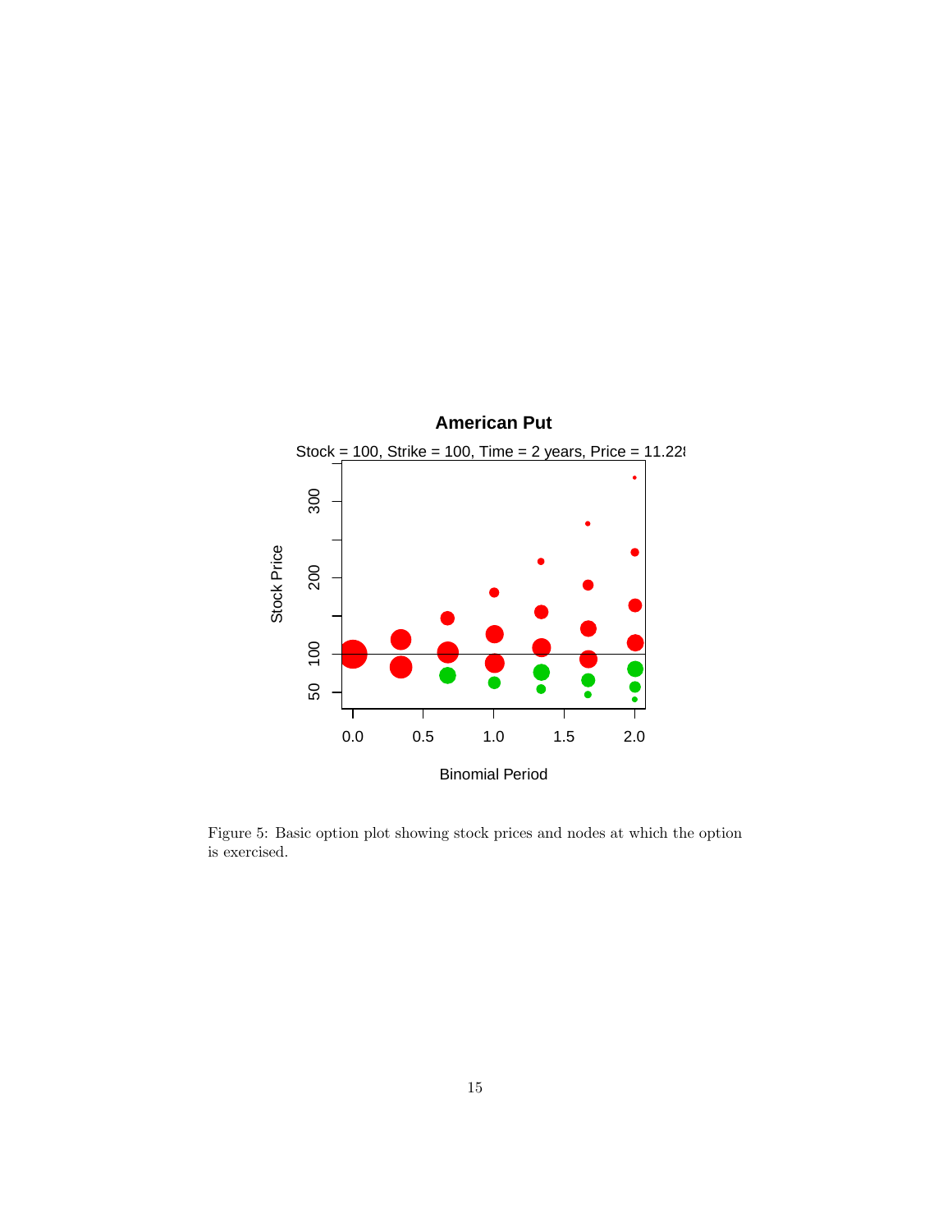Figure 5: Basic option plot showing stock prices and nodes at which the option is exercised.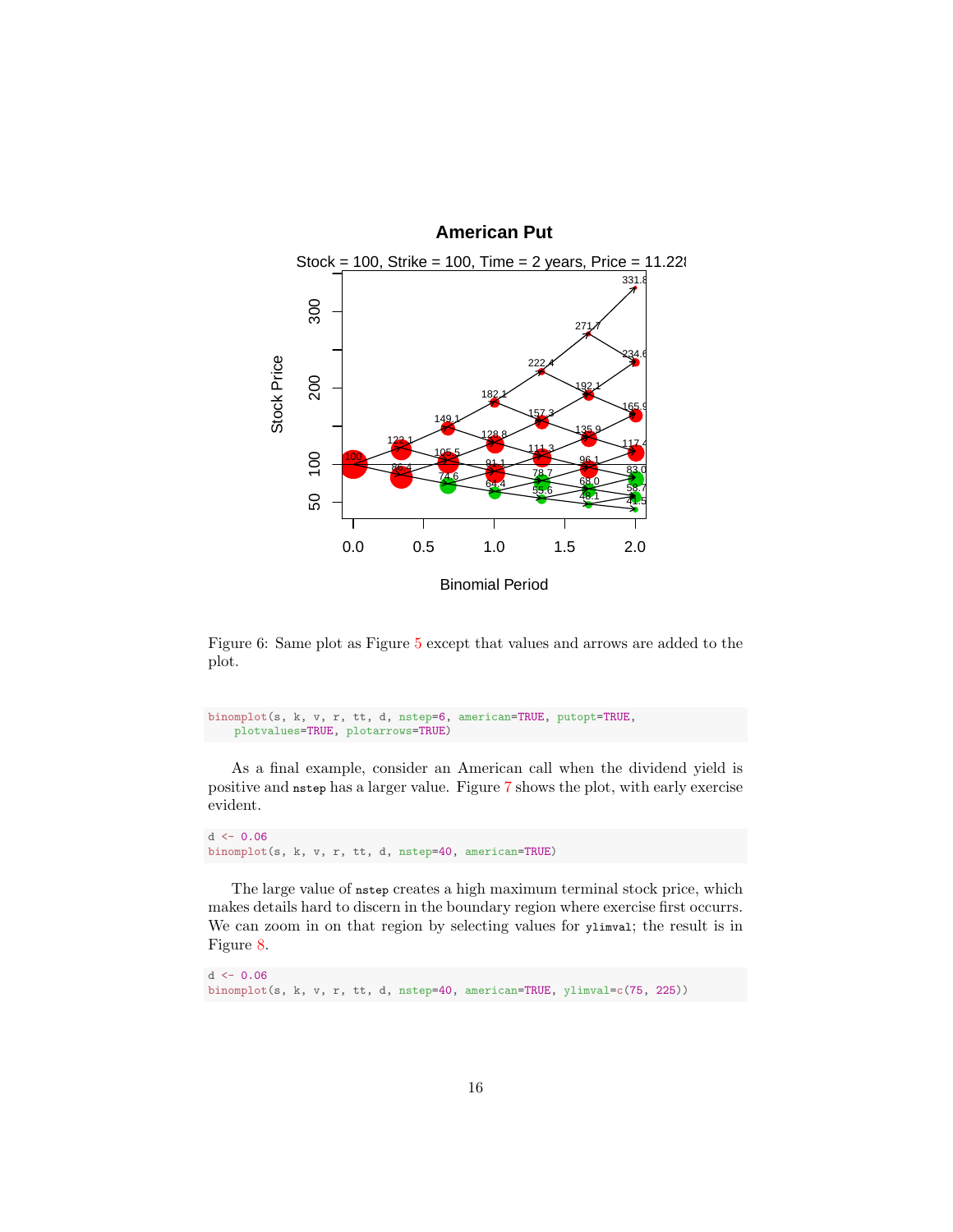Figure 6: Same plot as Figure 5 except that values and arrows are added to the plot.

```
binomplot(s, k, v, r, tt, d, nstep=6, american=TRUE, putopt=TRUE,
    plotvalues=TRUE, plotarrows=TRUE)
```

As a final example, consider an American call when the dividend yield is positive and `nstep` has a larger value. Figure 7 shows the plot, with early exercise evident.

```
d <- 0.06
binomplot(s, k, v, r, tt, d, nstep=40, american=TRUE)
```

The large value of `nstep` creates a high maximum terminal stock price, which makes details hard to discern in the boundary region where exercise first occurrs. We can zoom in on that region by selecting values for `ylimval`; the result is in Figure 8.

```
d <- 0.06
binomplot(s, k, v, r, tt, d, nstep=40, american=TRUE, ylimval=c(75, 225))
```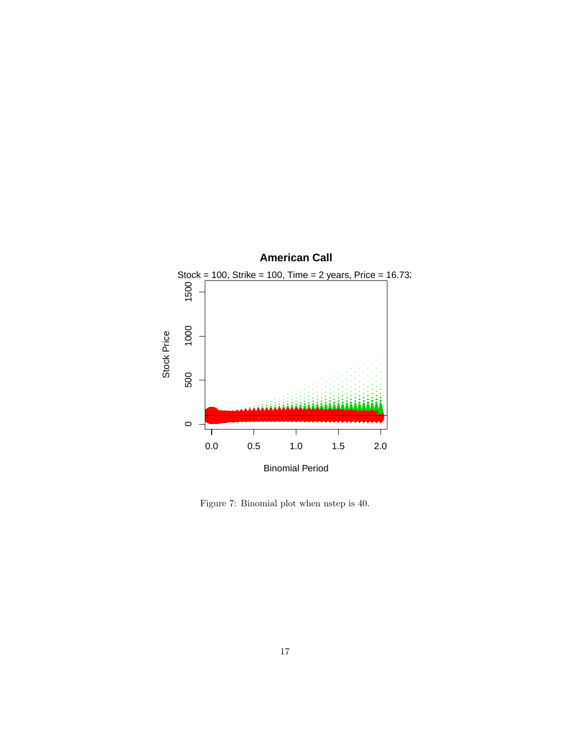Figure 7: Binomial plot when nstep is 40.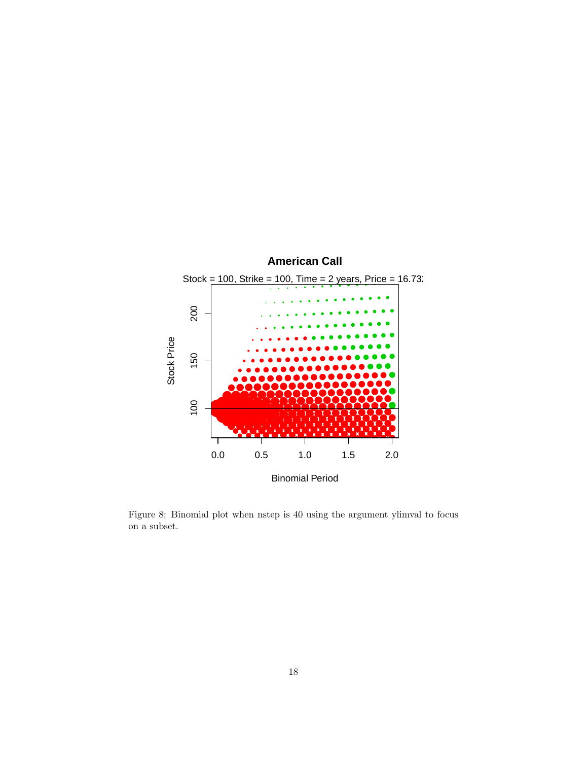Figure 8: Binomial plot when nstep is 40 using the argument ylimval to focus on a subset.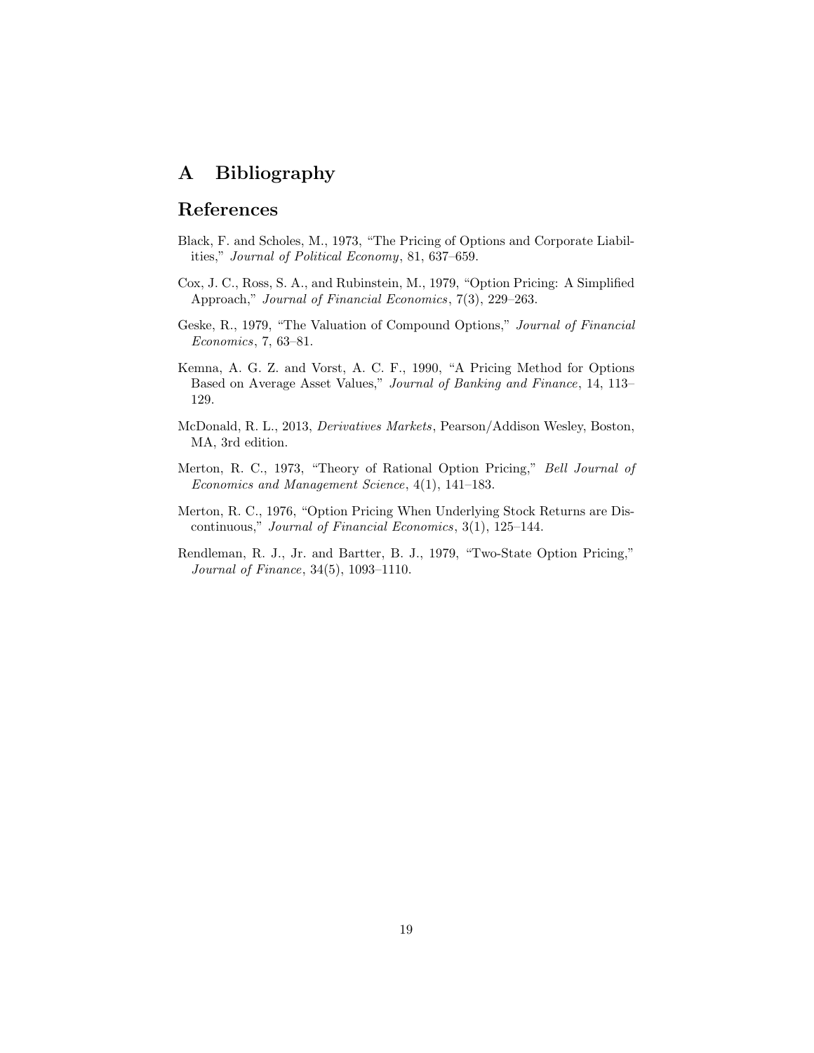# A Bibliography

## References

Black, F. and Scholes, M., 1973, "The Pricing of Options and Corporate Liabilities," *Journal of Political Economy*, 81, 637–659.

Cox, J. C., Ross, S. A., and Rubinstein, M., 1979, "Option Pricing: A Simplified Approach," *Journal of Financial Economics*, 7(3), 229–263.

Geske, R., 1979, "The Valuation of Compound Options," *Journal of Financial Economics*, 7, 63–81.

Kemna, A. G. Z. and Vorst, A. C. F., 1990, "A Pricing Method for Options Based on Average Asset Values," *Journal of Banking and Finance*, 14, 113–129.

McDonald, R. L., 2013, *Derivatives Markets*, Pearson/Addison Wesley, Boston, MA, 3rd edition.

Merton, R. C., 1973, "Theory of Rational Option Pricing," *Bell Journal of Economics and Management Science*, 4(1), 141–183.

Merton, R. C., 1976, "Option Pricing When Underlying Stock Returns are Discontinuous," *Journal of Financial Economics*, 3(1), 125–144.

Rendleman, R. J., Jr. and Bartter, B. J., 1979, "Two-State Option Pricing," *Journal of Finance*, 34(5), 1093–1110.